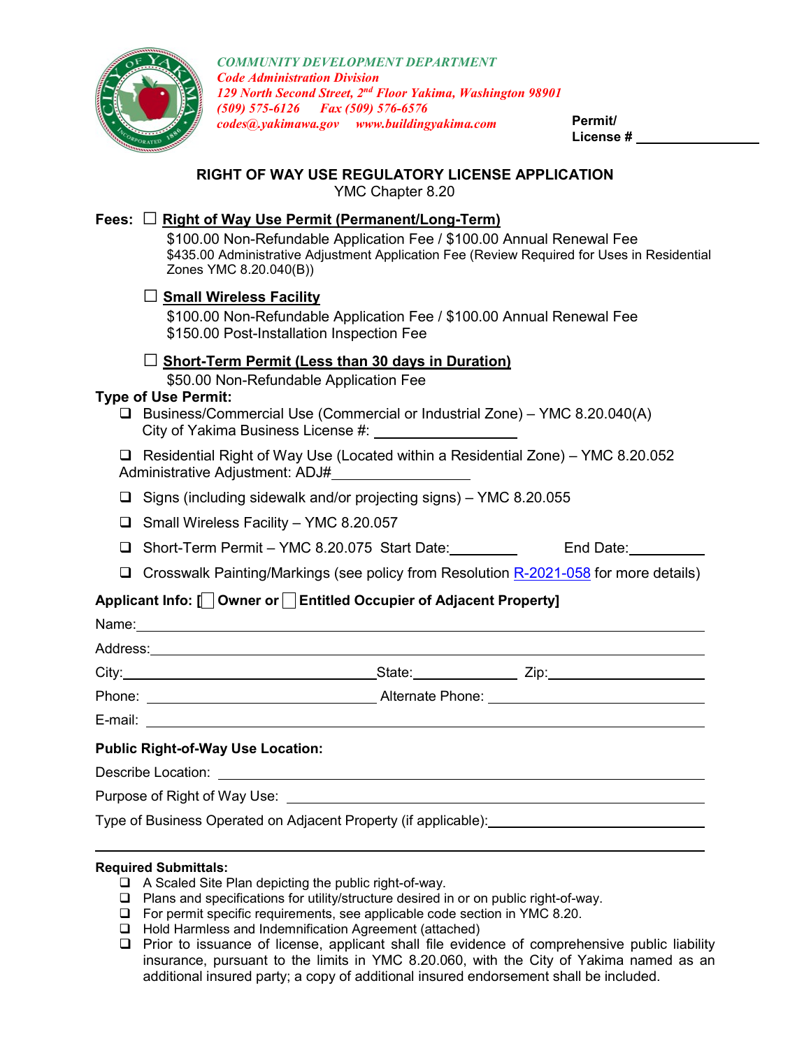*COMMUNITY DEVELOPMENT DEPARTMENT*
*Code Administration Division*
*129 North Second Street, 2nd Floor Yakima, Washington 98901*
*(509) 575-6126 Fax (509) 576-6576*
*codes@yakimawa.gov www.buildingyakima.com*

**Permit/ License #** ____________

## RIGHT OF WAY USE REGULATORY LICENSE APPLICATION

YMC Chapter 8.20

**Fees:** ☐ **Right of Way Use Permit (Permanent/Long-Term)**

$100.00 Non-Refundable Application Fee / $100.00 Annual Renewal Fee
$435.00 Administrative Adjustment Application Fee (Review Required for Uses in Residential Zones YMC 8.20.040(B))

☐ **Small Wireless Facility**

$100.00 Non-Refundable Application Fee / $100.00 Annual Renewal Fee
$150.00 Post-Installation Inspection Fee

☐ **Short-Term Permit (Less than 30 days in Duration)**

$50.00 Non-Refundable Application Fee

**Type of Use Permit:**

- ❑ Business/Commercial Use (Commercial or Industrial Zone) – YMC 8.20.040(A)
  City of Yakima Business License #: ____________
- ❑ Residential Right of Way Use (Located within a Residential Zone) – YMC 8.20.052
  Administrative Adjustment: ADJ#____________
- ❑ Signs (including sidewalk and/or projecting signs) – YMC 8.20.055
- ❑ Small Wireless Facility – YMC 8.20.057
- ❑ Short-Term Permit – YMC 8.20.075 Start Date:________ End Date:________
- ❑ Crosswalk Painting/Markings (see policy from Resolution R-2021-058 for more details)

**Applicant Info: [☐ Owner or ☐ Entitled Occupier of Adjacent Property]**

Name: ____________________________________________

Address: ____________________________________________

City: ____________________ State: ____________ Zip: ____________

Phone: ____________________ Alternate Phone: ____________________

E-mail: ____________________________________________

**Public Right-of-Way Use Location:**

Describe Location: ____________________________________________

Purpose of Right of Way Use: ____________________________________________

Type of Business Operated on Adjacent Property (if applicable): ____________________

**Required Submittals:**

- ❑ A Scaled Site Plan depicting the public right-of-way.
- ❑ Plans and specifications for utility/structure desired in or on public right-of-way.
- ❑ For permit specific requirements, see applicable code section in YMC 8.20.
- ❑ Hold Harmless and Indemnification Agreement (attached)
- ❑ Prior to issuance of license, applicant shall file evidence of comprehensive public liability insurance, pursuant to the limits in YMC 8.20.060, with the City of Yakima named as an additional insured party; a copy of additional insured endorsement shall be included.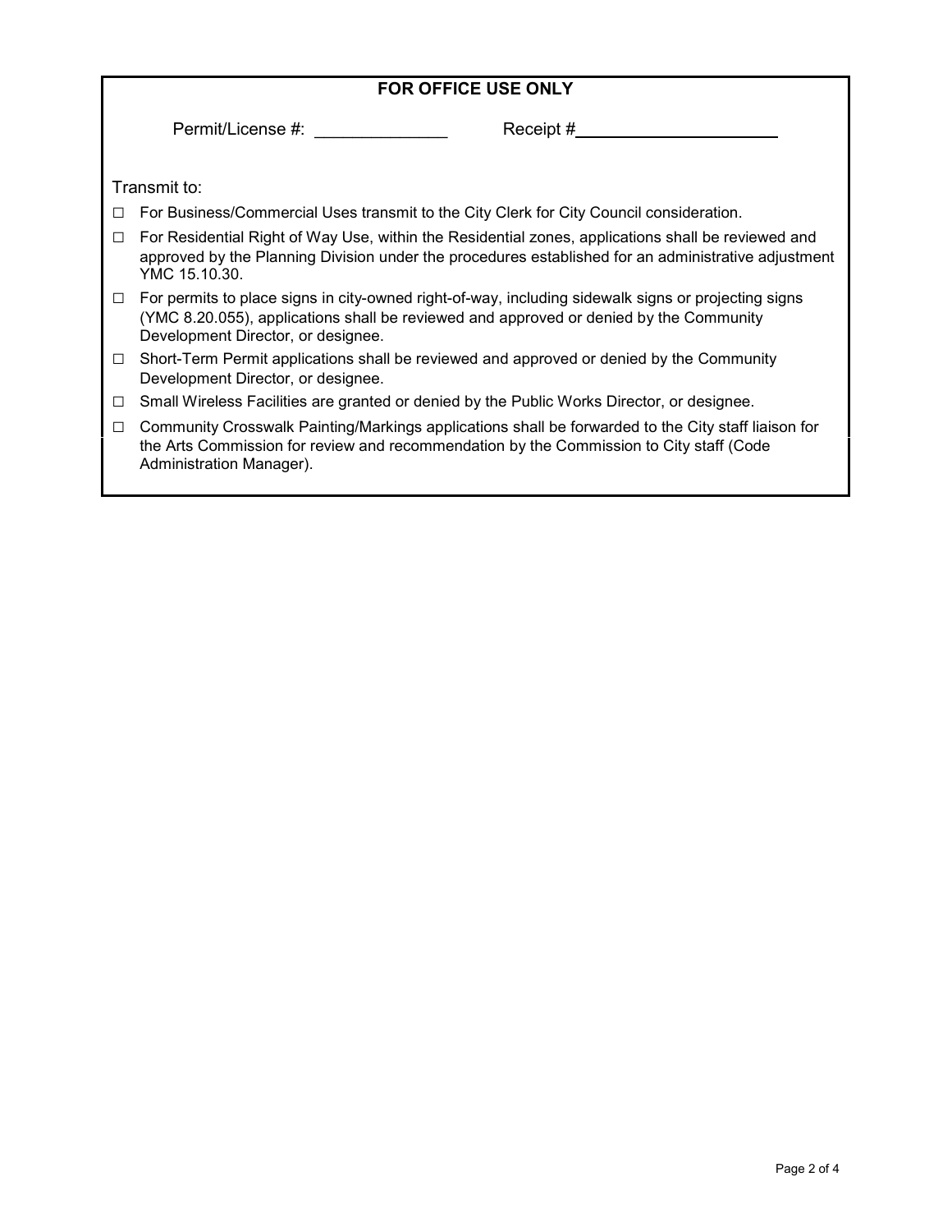**FOR OFFICE USE ONLY**

Permit/License #: ______________ Receipt #______________________

Transmit to:

- ☐ For Business/Commercial Uses transmit to the City Clerk for City Council consideration.
- ☐ For Residential Right of Way Use, within the Residential zones, applications shall be reviewed and approved by the Planning Division under the procedures established for an administrative adjustment YMC 15.10.30.
- ☐ For permits to place signs in city-owned right-of-way, including sidewalk signs or projecting signs (YMC 8.20.055), applications shall be reviewed and approved or denied by the Community Development Director, or designee.
- ☐ Short-Term Permit applications shall be reviewed and approved or denied by the Community Development Director, or designee.
- ☐ Small Wireless Facilities are granted or denied by the Public Works Director, or designee.
- ☐ Community Crosswalk Painting/Markings applications shall be forwarded to the City staff liaison for the Arts Commission for review and recommendation by the Commission to City staff (Code Administration Manager).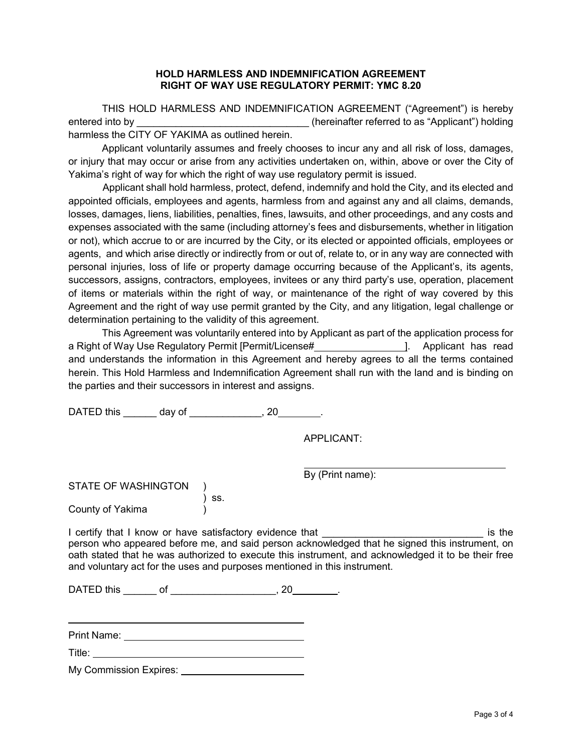**HOLD HARMLESS AND INDEMNIFICATION AGREEMENT**
**RIGHT OF WAY USE REGULATORY PERMIT: YMC 8.20**

THIS HOLD HARMLESS AND INDEMNIFICATION AGREEMENT ("Agreement") is hereby entered into by _______________________________ (hereinafter referred to as "Applicant") holding harmless the CITY OF YAKIMA as outlined herein.

Applicant voluntarily assumes and freely chooses to incur any and all risk of loss, damages, or injury that may occur or arise from any activities undertaken on, within, above or over the City of Yakima's right of way for which the right of way use regulatory permit is issued.

Applicant shall hold harmless, protect, defend, indemnify and hold the City, and its elected and appointed officials, employees and agents, harmless from and against any and all claims, demands, losses, damages, liens, liabilities, penalties, fines, lawsuits, and other proceedings, and any costs and expenses associated with the same (including attorney's fees and disbursements, whether in litigation or not), which accrue to or are incurred by the City, or its elected or appointed officials, employees or agents, and which arise directly or indirectly from or out of, relate to, or in any way are connected with personal injuries, loss of life or property damage occurring because of the Applicant's, its agents, successors, assigns, contractors, employees, invitees or any third party's use, operation, placement of items or materials within the right of way, or maintenance of the right of way covered by this Agreement and the right of way use permit granted by the City, and any litigation, legal challenge or determination pertaining to the validity of this agreement.

This Agreement was voluntarily entered into by Applicant as part of the application process for a Right of Way Use Regulatory Permit [Permit/License#________________]. Applicant has read and understands the information in this Agreement and hereby agrees to all the terms contained herein. This Hold Harmless and Indemnification Agreement shall run with the land and is binding on the parties and their successors in interest and assigns.

DATED this ______ day of _____________, 20_______.

APPLICANT:

_______________________________________
By (Print name):

STATE OF WASHINGTON )
) ss.
County of Yakima )

I certify that I know or have satisfactory evidence that _____________________________ is the person who appeared before me, and said person acknowledged that he signed this instrument, on oath stated that he was authorized to execute this instrument, and acknowledged it to be their free and voluntary act for the uses and purposes mentioned in this instrument.

DATED this ______ of __________________, 20________.

_______________________________________

Print Name: _______________________________

Title: ____________________________________

My Commission Expires: ____________________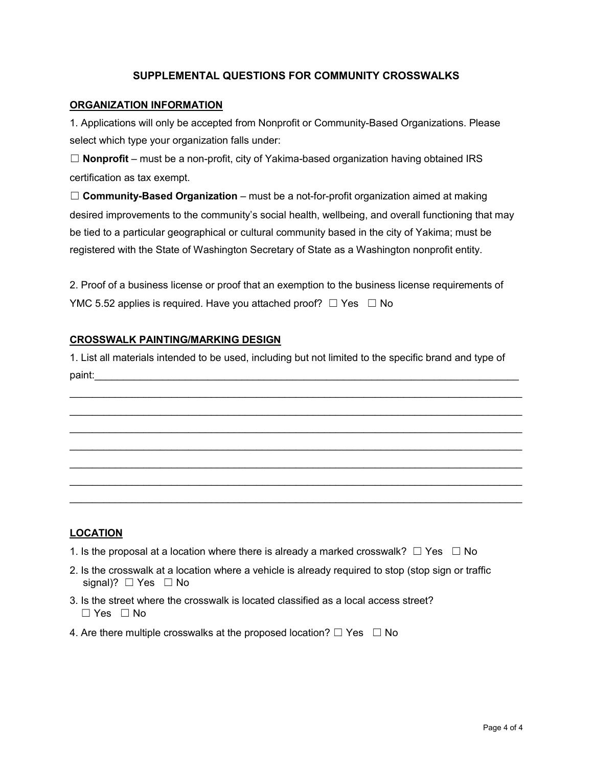## SUPPLEMENTAL QUESTIONS FOR COMMUNITY CROSSWALKS

**ORGANIZATION INFORMATION**

1. Applications will only be accepted from Nonprofit or Community-Based Organizations. Please select which type your organization falls under:

☐ **Nonprofit** – must be a non-profit, city of Yakima-based organization having obtained IRS certification as tax exempt.

☐ **Community-Based Organization** – must be a not-for-profit organization aimed at making desired improvements to the community's social health, wellbeing, and overall functioning that may be tied to a particular geographical or cultural community based in the city of Yakima; must be registered with the State of Washington Secretary of State as a Washington nonprofit entity.

2. Proof of a business license or proof that an exemption to the business license requirements of YMC 5.52 applies is required. Have you attached proof? ☐ Yes ☐ No

**CROSSWALK PAINTING/MARKING DESIGN**

1. List all materials intended to be used, including but not limited to the specific brand and type of paint:______________________________________________________________________________

______________________________________________________________________________

______________________________________________________________________________

______________________________________________________________________________

______________________________________________________________________________

______________________________________________________________________________

______________________________________________________________________________

______________________________________________________________________________

**LOCATION**

1. Is the proposal at a location where there is already a marked crosswalk? ☐ Yes ☐ No
2. Is the crosswalk at a location where a vehicle is already required to stop (stop sign or traffic signal)? ☐ Yes ☐ No
3. Is the street where the crosswalk is located classified as a local access street? ☐ Yes ☐ No
4. Are there multiple crosswalks at the proposed location? ☐ Yes ☐ No